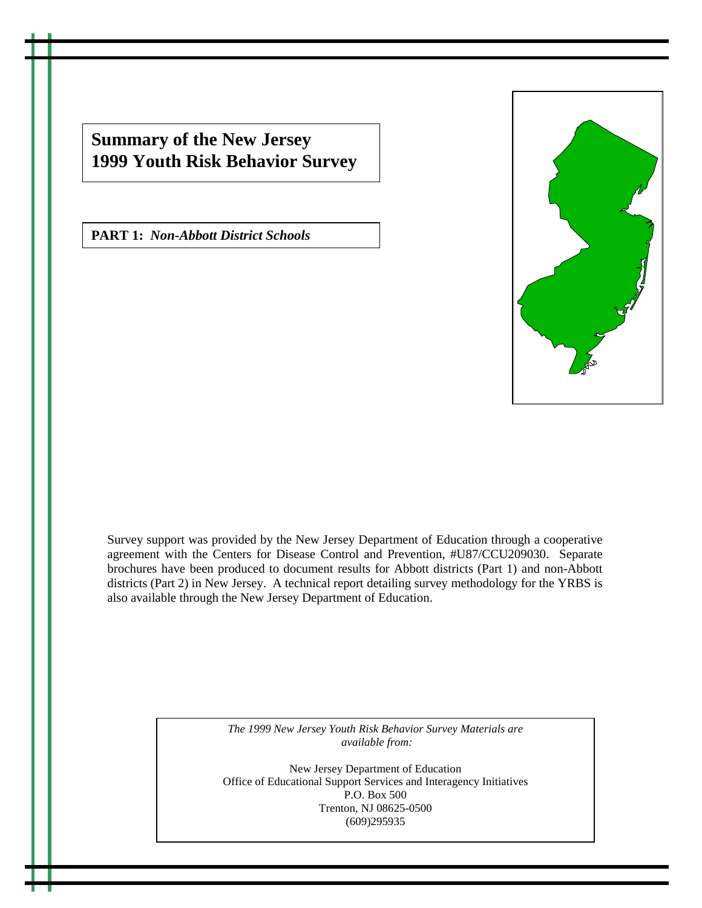# Summary of the New Jersey 1999 Youth Risk Behavior Survey

**PART 1:** ***Non-Abbott District Schools***

Survey support was provided by the New Jersey Department of Education through a cooperative agreement with the Centers for Disease Control and Prevention, #U87/CCU209030. Separate brochures have been produced to document results for Abbott districts (Part 1) and non-Abbott districts (Part 2) in New Jersey. A technical report detailing survey methodology for the YRBS is also available through the New Jersey Department of Education.

*The 1999 New Jersey Youth Risk Behavior Survey Materials are available from:*

New Jersey Department of Education
Office of Educational Support Services and Interagency Initiatives
P.O. Box 500
Trenton, NJ 08625-0500
(609)295935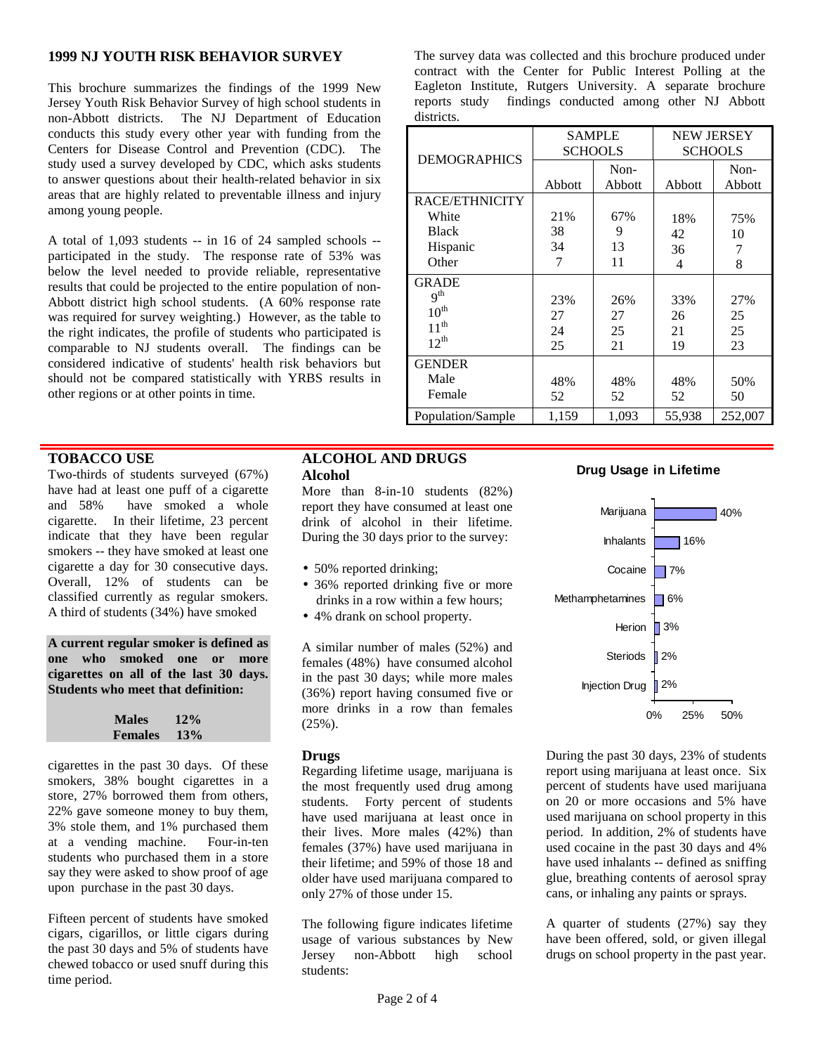## 1999 NJ YOUTH RISK BEHAVIOR SURVEY

This brochure summarizes the findings of the 1999 New Jersey Youth Risk Behavior Survey of high school students in non-Abbott districts. The NJ Department of Education conducts this study every other year with funding from the Centers for Disease Control and Prevention (CDC). The study used a survey developed by CDC, which asks students to answer questions about their health-related behavior in six areas that are highly related to preventable illness and injury among young people.

A total of 1,093 students -- in 16 of 24 sampled schools -- participated in the study. The response rate of 53% was below the level needed to provide reliable, representative results that could be projected to the entire population of non-Abbott district high school students. (A 60% response rate was required for survey weighting.) However, as the table to the right indicates, the profile of students who participated is comparable to NJ students overall. The findings can be considered indicative of students' health risk behaviors but should not be compared statistically with YRBS results in other regions or at other points in time.

The survey data was collected and this brochure produced under contract with the Center for Public Interest Polling at the Eagleton Institute, Rutgers University. A separate brochure reports study findings conducted among other NJ Abbott districts.

| DEMOGRAPHICS | SAMPLE SCHOOLS | | NEW JERSEY SCHOOLS | |
|---|---|---|---|---|
| | Abbott | Non-Abbott | Abbott | Non-Abbott |
| **RACE/ETHNICITY** | | | | |
| White | 21% | 67% | 18% | 75% |
| Black | 38 | 9 | 42 | 10 |
| Hispanic | 34 | 13 | 36 | 7 |
| Other | 7 | 11 | 4 | 8 |
| **GRADE** | | | | |
| 9th | 23% | 26% | 33% | 27% |
| 10th | 27 | 27 | 26 | 25 |
| 11th | 24 | 25 | 21 | 25 |
| 12th | 25 | 21 | 19 | 23 |
| **GENDER** | | | | |
| Male | 48% | 48% | 48% | 50% |
| Female | 52 | 52 | 52 | 50 |
| Population/Sample | 1,159 | 1,093 | 55,938 | 252,007 |

## TOBACCO USE

Two-thirds of students surveyed (67%) have had at least one puff of a cigarette and 58% have smoked a whole cigarette. In their lifetime, 23 percent indicate that they have been regular smokers -- they have smoked at least one cigarette a day for 30 consecutive days. Overall, 12% of students can be classified currently as regular smokers. A third of students (34%) have smoked cigarettes in the past 30 days. Of these smokers, 38% bought cigarettes in a store, 27% borrowed them from others, 22% gave someone money to buy them, 3% stole them, and 1% purchased them at a vending machine. Four-in-ten students who purchased them in a store say they were asked to show proof of age upon purchase in the past 30 days.

**A current regular smoker is defined as one who smoked one or more cigarettes on all of the last 30 days. Students who meet that definition:**

| | |
|---|---|
| **Males** | **12%** |
| **Females** | **13%** |

Fifteen percent of students have smoked cigars, cigarillos, or little cigars during the past 30 days and 5% of students have chewed tobacco or used snuff during this time period.

## ALCOHOL AND DRUGS

### Alcohol

More than 8-in-10 students (82%) report they have consumed at least one drink of alcohol in their lifetime. During the 30 days prior to the survey:

- 50% reported drinking;
- 36% reported drinking five or more drinks in a row within a few hours;
- 4% drank on school property.

A similar number of males (52%) and females (48%) have consumed alcohol in the past 30 days; while more males (36%) report having consumed five or more drinks in a row than females (25%).

### Drugs

Regarding lifetime usage, marijuana is the most frequently used drug among students. Forty percent of students have used marijuana at least once in their lives. More males (42%) than females (37%) have used marijuana in their lifetime; and 59% of those 18 and older have used marijuana compared to only 27% of those under 15.

The following figure indicates lifetime usage of various substances by New Jersey non-Abbott high school students:

**Drug Usage in Lifetime**

| Substance | Percent |
|---|---|
| Marijuana | 40% |
| Inhalants | 16% |
| Cocaine | 7% |
| Methamphetamines | 6% |
| Herion | 3% |
| Steriods | 2% |
| Injection Drug | 2% |

During the past 30 days, 23% of students report using marijuana at least once. Six percent of students have used marijuana on 20 or more occasions and 5% have used marijuana on school property in this period. In addition, 2% of students have used cocaine in the past 30 days and 4% have used inhalants -- defined as sniffing glue, breathing contents of aerosol spray cans, or inhaling any paints or sprays.

A quarter of students (27%) say they have been offered, sold, or given illegal drugs on school property in the past year.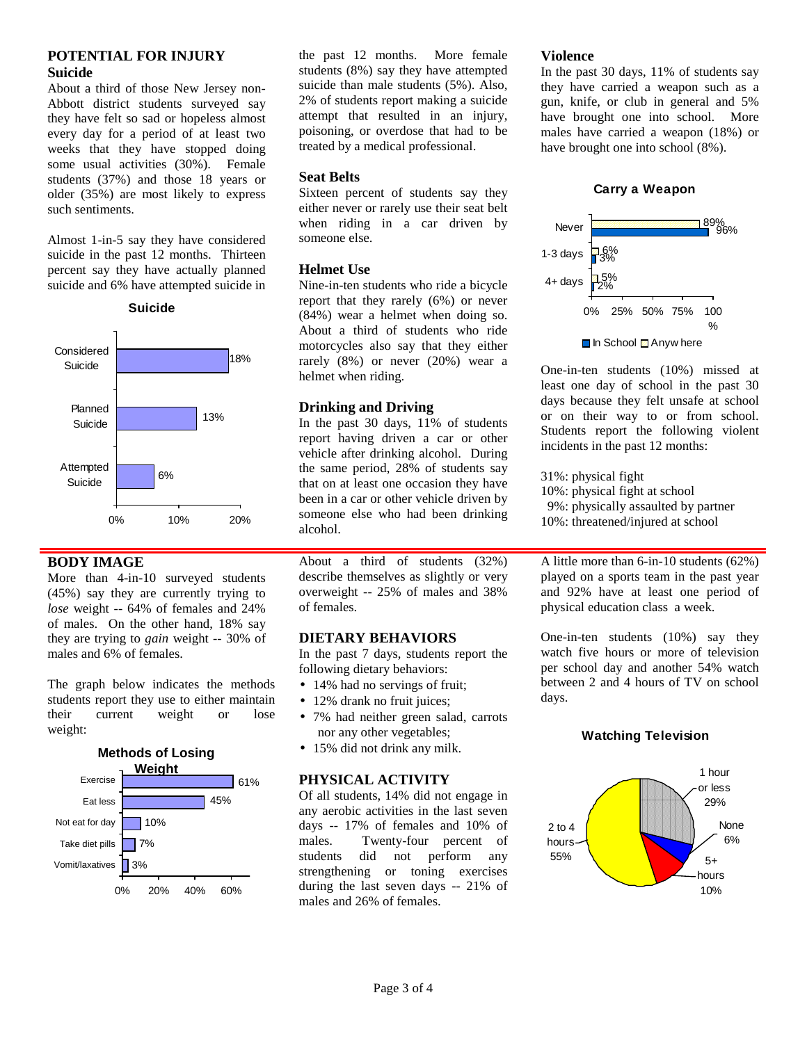# POTENTIAL FOR INJURY

## Suicide

About a third of those New Jersey non-Abbott district students surveyed say they have felt so sad or hopeless almost every day for a period of at least two weeks that they have stopped doing some usual activities (30%). Female students (37%) and those 18 years or older (35%) are most likely to express such sentiments.

Almost 1-in-5 say they have considered suicide in the past 12 months. Thirteen percent say they have actually planned suicide and 6% have attempted suicide in the past 12 months. More female students (8%) say they have attempted suicide than male students (5%). Also, 2% of students report making a suicide attempt that resulted in an injury, poisoning, or overdose that had to be treated by a medical professional.

**Suicide**

| | % |
|---|---|
| Considered Suicide | 18% |
| Planned Suicide | 13% |
| Attempted Suicide | 6% |

## Seat Belts

Sixteen percent of students say they either never or rarely use their seat belt when riding in a car driven by someone else.

## Helmet Use

Nine-in-ten students who ride a bicycle report that they rarely (6%) or never (84%) wear a helmet when doing so. About a third of students who ride motorcycles also say that they either rarely (8%) or never (20%) wear a helmet when riding.

## Drinking and Driving

In the past 30 days, 11% of students report having driven a car or other vehicle after drinking alcohol. During the same period, 28% of students say that on at least one occasion they have been in a car or other vehicle driven by someone else who had been drinking alcohol.

## Violence

In the past 30 days, 11% of students say they have carried a weapon such as a gun, knife, or club in general and 5% have brought one into school. More males have carried a weapon (18%) or have brought one into school (8%).

**Carry a Weapon**

| | In School | Anywhere |
|---|---|---|
| Never | 96% | 89% |
| 1-3 days | 3% | 6% |
| 4+ days | 2% | 5% |

One-in-ten students (10%) missed at least one day of school in the past 30 days because they felt unsafe at school or on their way to or from school. Students report the following violent incidents in the past 12 months:

31%: physical fight
10%: physical fight at school
9%: physically assaulted by partner
10%: threatened/injured at school

# BODY IMAGE

More than 4-in-10 surveyed students (45%) say they are currently trying to *lose* weight -- 64% of females and 24% of males. On the other hand, 18% say they are trying to *gain* weight -- 30% of males and 6% of females.

The graph below indicates the methods students report they use to either maintain their current weight or lose weight:

**Methods of Losing Weight**

| Method | % |
|---|---|
| Exercise | 61% |
| Eat less | 45% |
| Not eat for day | 10% |
| Take diet pills | 7% |
| Vomit/laxatives | 3% |

About a third of students (32%) describe themselves as slightly or very overweight -- 25% of males and 38% of females.

# DIETARY BEHAVIORS

In the past 7 days, students report the following dietary behaviors:

- 14% had no servings of fruit;
- 12% drank no fruit juices;
- 7% had neither green salad, carrots nor any other vegetables;
- 15% did not drink any milk.

# PHYSICAL ACTIVITY

Of all students, 14% did not engage in any aerobic activities in the last seven days -- 17% of females and 10% of males. Twenty-four percent of students did not perform any strengthening or toning exercises during the last seven days -- 21% of males and 26% of females.

A little more than 6-in-10 students (62%) played on a sports team in the past year and 92% have at least one period of physical education class a week.

One-in-ten students (10%) say they watch five hours or more of television per school day and another 54% watch between 2 and 4 hours of TV on school days.

**Watching Television**

| | % |
|---|---|
| 1 hour or less | 29% |
| None | 6% |
| 5+ hours | 10% |
| 2 to 4 hours | 55% |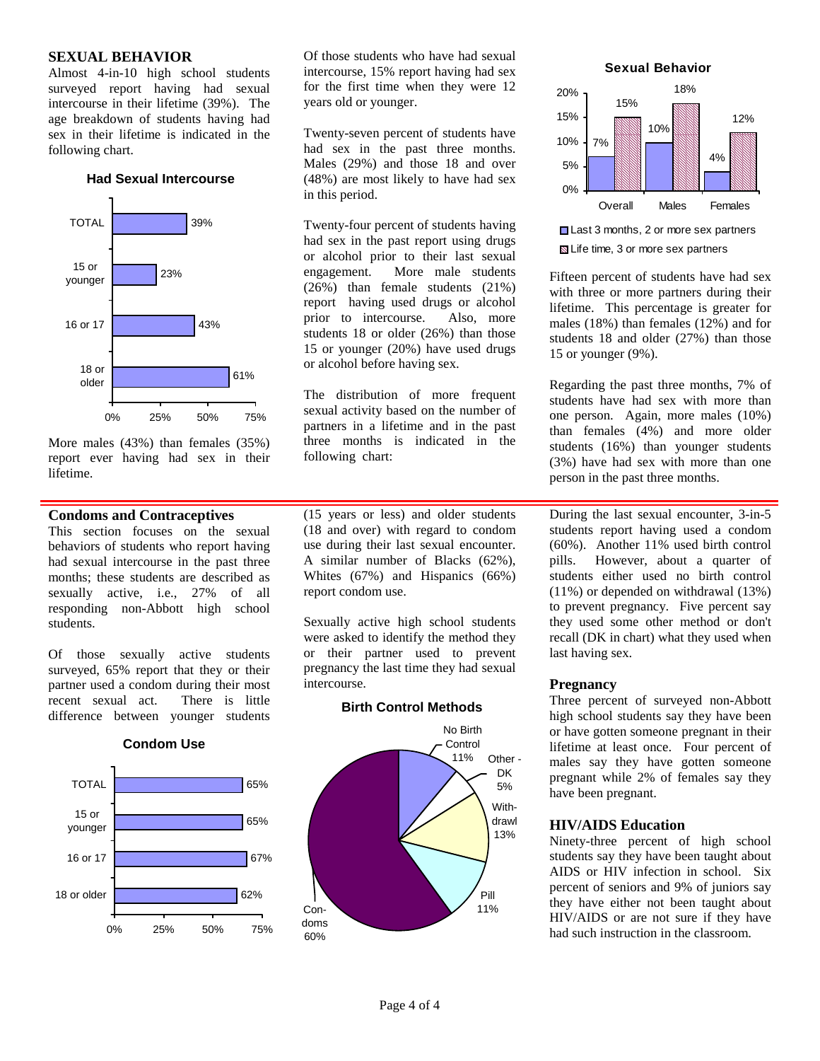## SEXUAL BEHAVIOR

Almost 4-in-10 high school students surveyed report having had sexual intercourse in their lifetime (39%). The age breakdown of students having had sex in their lifetime is indicated in the following chart.

**Had Sexual Intercourse**

TOTAL 39%
15 or younger 23%
16 or 17 43%
18 or older 61%
0% 25% 50% 75%

More males (43%) than females (35%) report ever having had sex in their lifetime.

Of those students who have had sexual intercourse, 15% report having had sex for the first time when they were 12 years old or younger.

Twenty-seven percent of students have had sex in the past three months. Males (29%) and those 18 and over (48%) are most likely to have had sex in this period.

Twenty-four percent of students having had sex in the past report using drugs or alcohol prior to their last sexual engagement. More male students (26%) than female students (21%) report having used drugs or alcohol prior to intercourse. Also, more students 18 or older (26%) than those 15 or younger (20%) have used drugs or alcohol before having sex.

The distribution of more frequent sexual activity based on the number of partners in a lifetime and in the past three months is indicated in the following chart:

**Sexual Behavior**

20% 15% 10% 5% 0%
Overall: 7% 15%
Males: 10% 18%
Females: 4% 12%
Last 3 months, 2 or more sex partners
Life time, 3 or more sex partners

Fifteen percent of students have had sex with three or more partners during their lifetime. This percentage is greater for males (18%) than females (12%) and for students 18 and older (27%) than those 15 or younger (9%).

Regarding the past three months, 7% of students have had sex with more than one person. Again, more males (10%) than females (4%) and more older students (16%) than younger students (3%) have had sex with more than one person in the past three months.

## Condoms and Contraceptives

This section focuses on the sexual behaviors of students who report having had sexual intercourse in the past three months; these students are described as sexually active, i.e., 27% of all responding non-Abbott high school students.

Of those sexually active students surveyed, 65% report that they or their partner used a condom during their most recent sexual act. There is little difference between younger students (15 years or less) and older students (18 and over) with regard to condom use during their last sexual encounter. A similar number of Blacks (62%), Whites (67%) and Hispanics (66%) report condom use.

**Condom Use**

TOTAL 65%
15 or younger 65%
16 or 17 67%
18 or older 62%
0% 25% 50% 75%

Sexually active high school students were asked to identify the method they or their partner used to prevent pregnancy the last time they had sexual intercourse.

**Birth Control Methods**

No Birth Control 11%
Other - DK 5%
With-drawl 13%
Pill 11%
Con-doms 60%

During the last sexual encounter, 3-in-5 students report having used a condom (60%). Another 11% used birth control pills. However, about a quarter of students either used no birth control (11%) or depended on withdrawal (13%) to prevent pregnancy. Five percent say they used some other method or don't recall (DK in chart) what they used when last having sex.

## Pregnancy

Three percent of surveyed non-Abbott high school students say they have been or have gotten someone pregnant in their lifetime at least once. Four percent of males say they have gotten someone pregnant while 2% of females say they have been pregnant.

## HIV/AIDS Education

Ninety-three percent of high school students say they have been taught about AIDS or HIV infection in school. Six percent of seniors and 9% of juniors say they have either not been taught about HIV/AIDS or are not sure if they have had such instruction in the classroom.